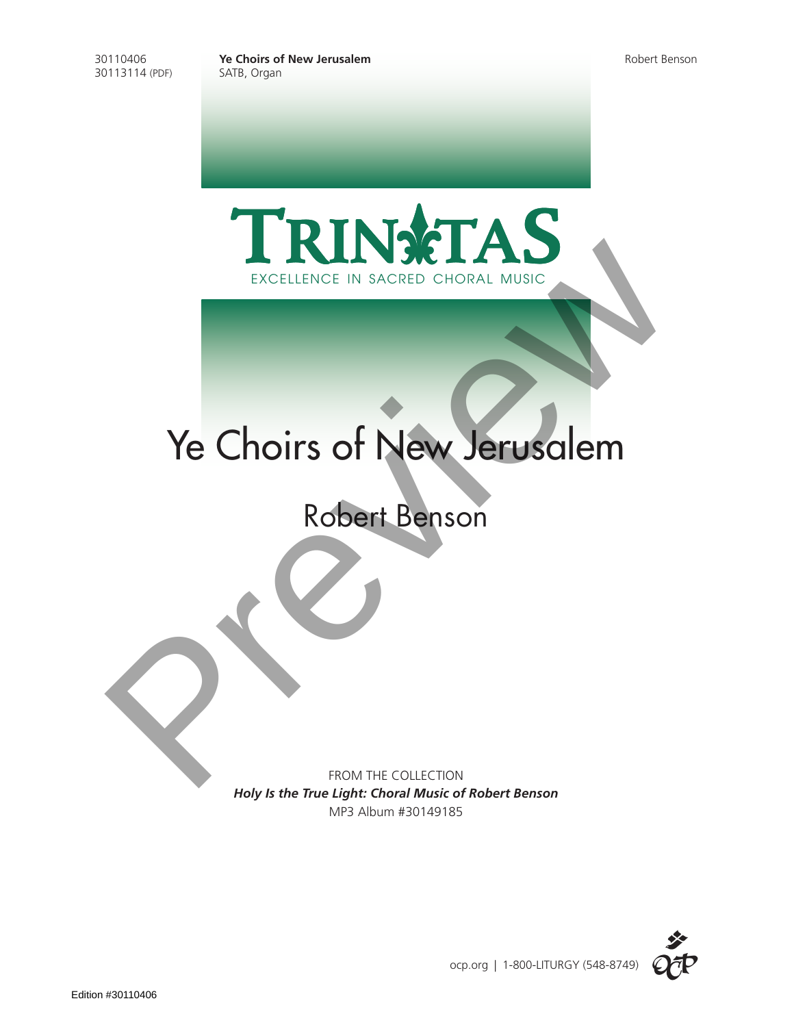30110406
30113114 (PDF)

**Ye Choirs of New Jerusalem**
SATB, Organ

Robert Benson

TRINITAS
EXCELLENCE IN SACRED CHORAL MUSIC

# Ye Choirs of New Jerusalem

## Robert Benson

FROM THE COLLECTION
***Holy Is the True Light: Choral Music of Robert Benson***
MP3 Album #30149185

ocp.org | 1-800-LITURGY (548-8749)

Edition #30110406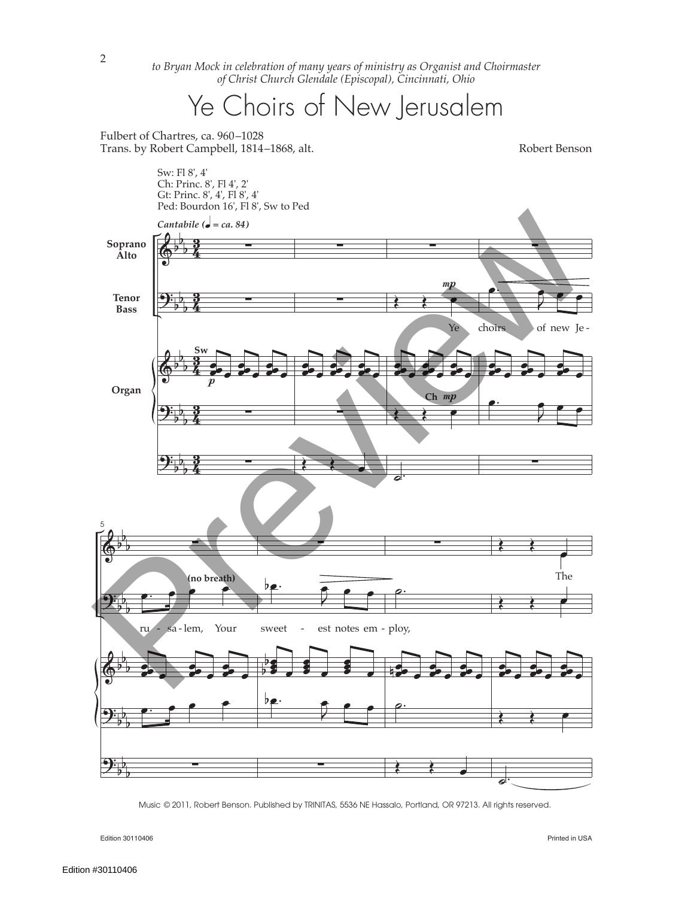*to Bryan Mock in celebration of many years of ministry as Organist and Choirmaster of Christ Church Glendale (Episcopal), Cincinnati, Ohio*

# Ye Choirs of New Jerusalem

Fulbert of Chartres, ca. 960–1028
Trans. by Robert Campbell, 1814–1868, alt.

Robert Benson

Sw: Fl 8', 4'
Ch: Princ. 8', Fl 4', 2'
Gt: Princ. 8', 4', Fl 8', 4'
Ped: Bourdon 16', Fl 8', Sw to Ped

*Cantabile* (♩ = ca. 84)

Soprano Alto

Tenor Bass

Organ

Ye choirs of new Je - ru - sa - lem, (no breath) Your sweet - est notes em - ploy,

The

Music © 2011, Robert Benson. Published by TRINITAS, 5536 NE Hassalo, Portland, OR 97213. All rights reserved.

Edition 30110406

Printed in USA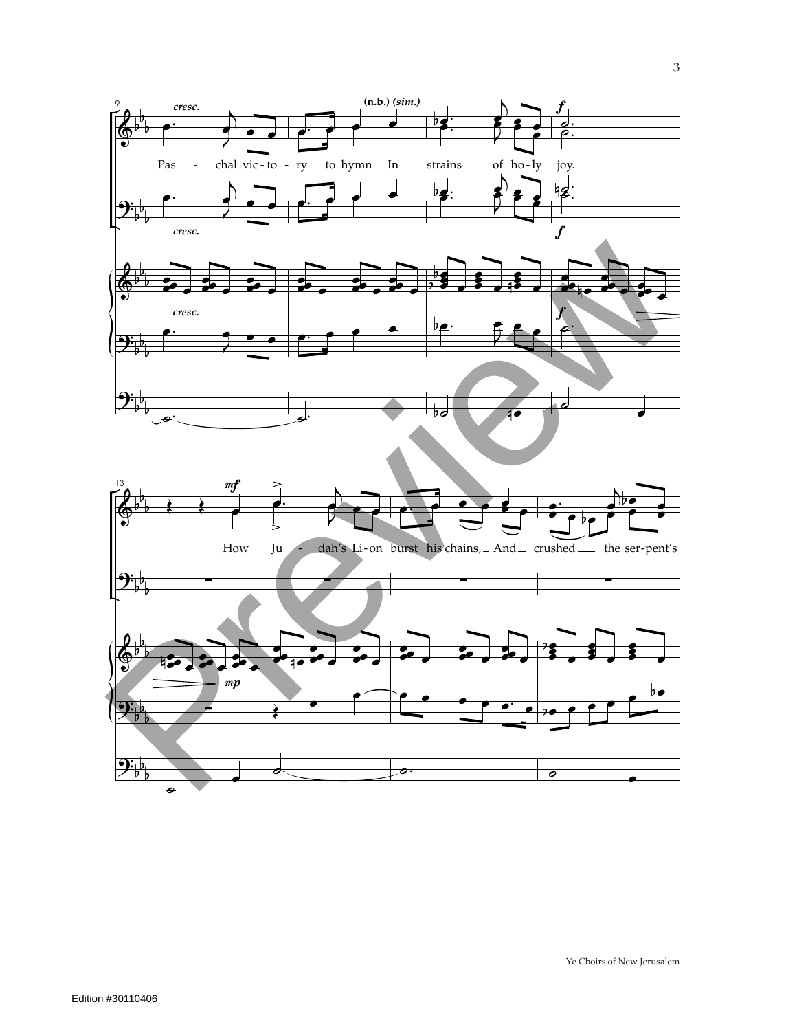Pas - chal vic - to - ry to hymn In strains of ho - ly joy.

How Ju - dah's Li - on burst his chains, And crushed the ser - pent's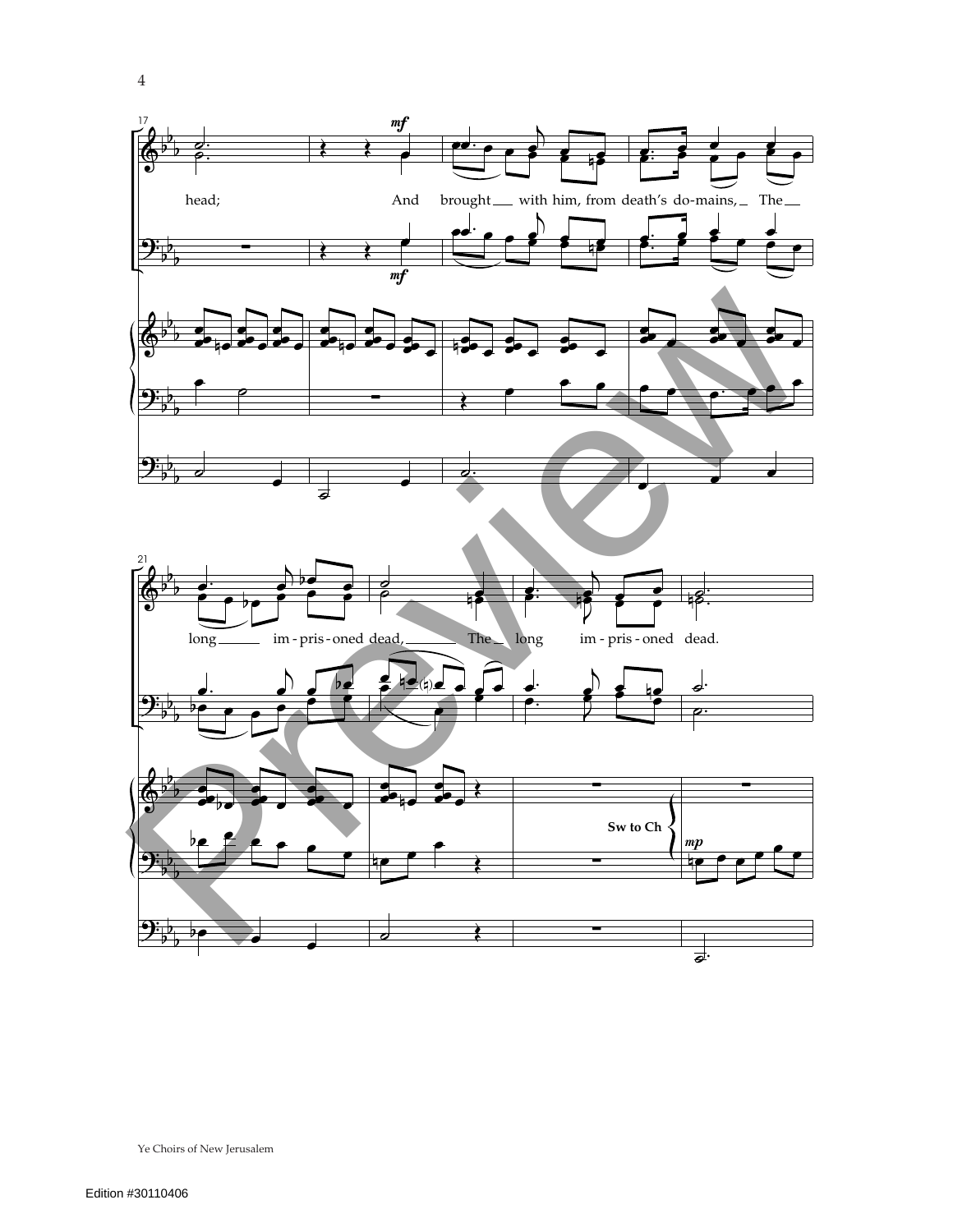17

*mf*

head; And brought __ with him, from death's do - mains, __ The __

*mf*

21

long ____ im - pris - oned dead, ____ The __ long im - pris - oned dead.

Sw to Ch

*mp*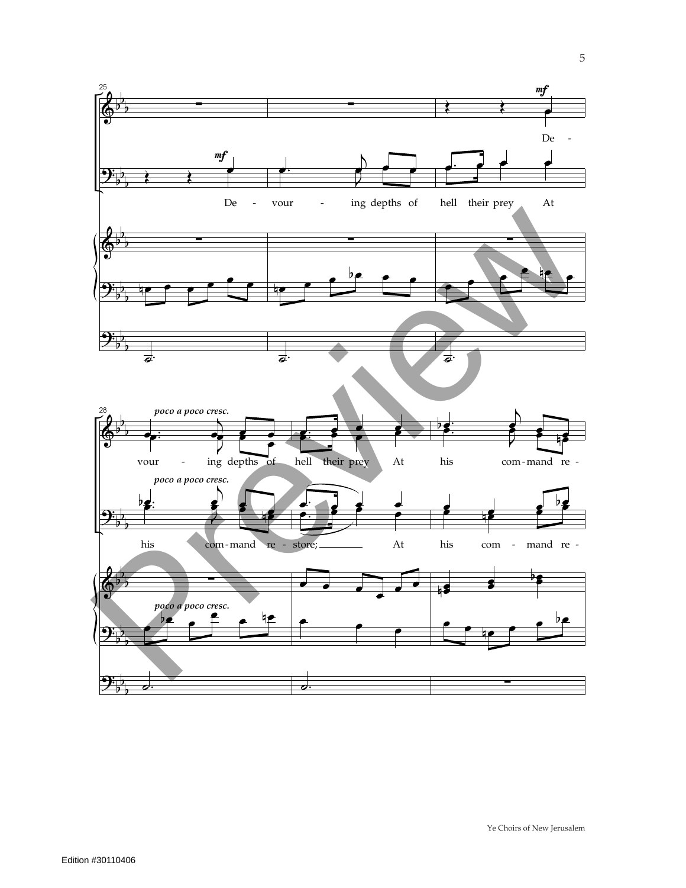25

*mf*

De -

*mf*

De - vour - ing depths of hell their prey At

28

*poco a poco cresc.*

vour - ing depths of hell their prey At his com-mand re -

*poco a poco cresc.*

his com-mand re - store; At his com - mand re -

*poco a poco cresc.*

Ye Choirs of New Jerusalem

Edition #30110406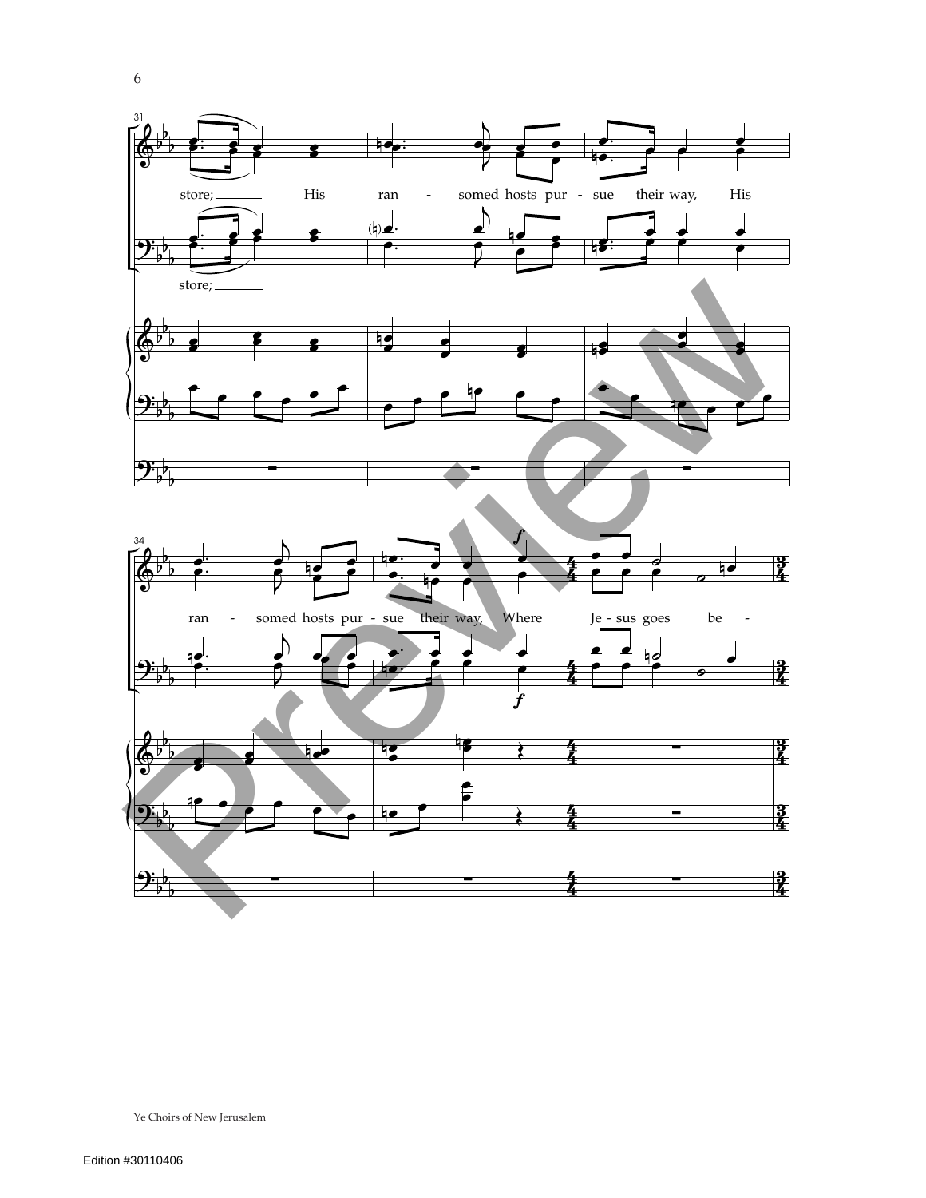31

store; His ran - somed hosts pur - sue their way, His

store;

34

ran - somed hosts pur - sue their way, Where Je - sus goes be -

*f*

*f*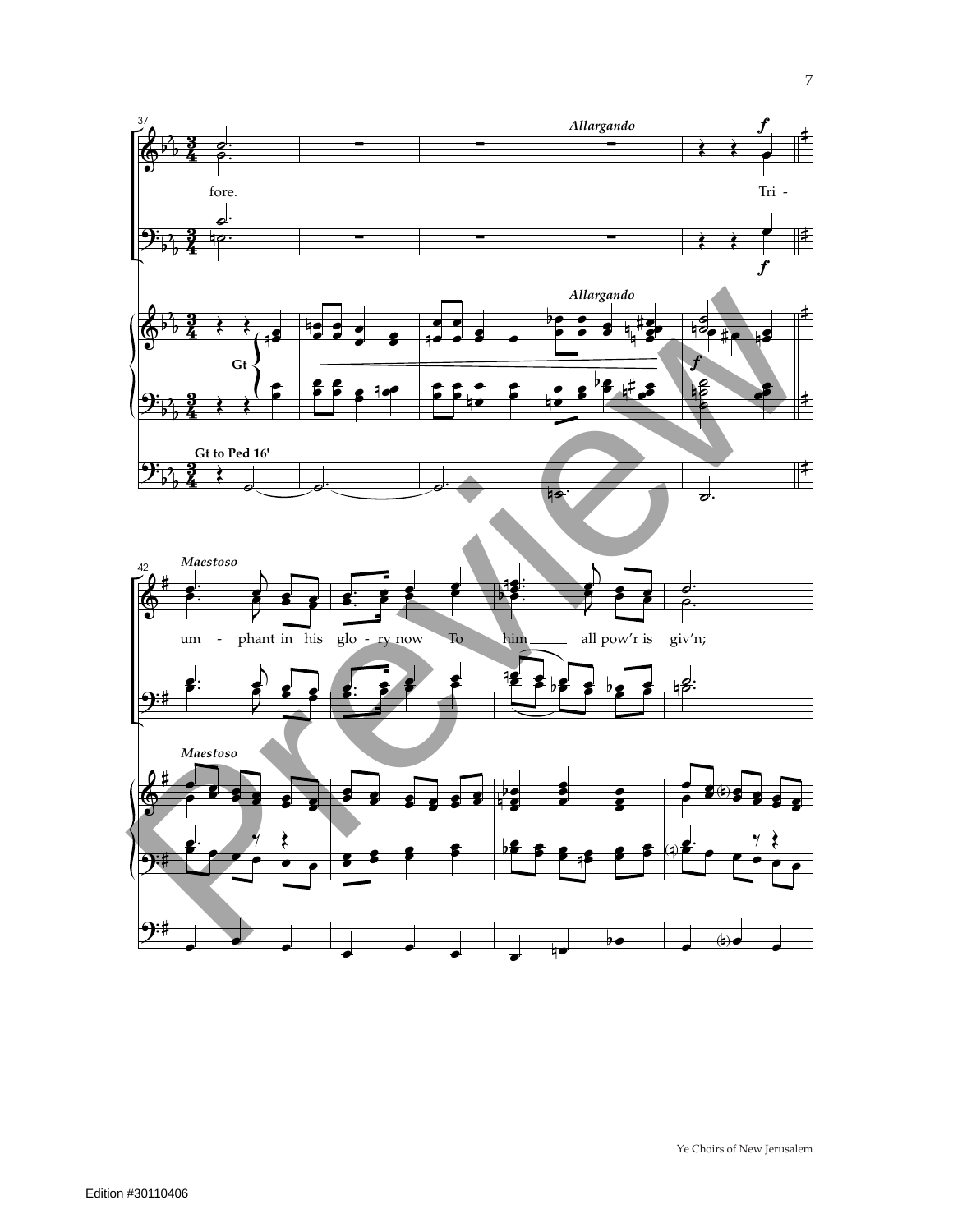*Allargando*

**f**

fore. Tri -

**f**

*Allargando*

Gt

**f**

Gt to Ped 16'

*Maestoso*

um - phant in his glo - ry now To him all pow'r is giv'n;

*Maestoso*

Ye Choirs of New Jerusalem

Edition #30110406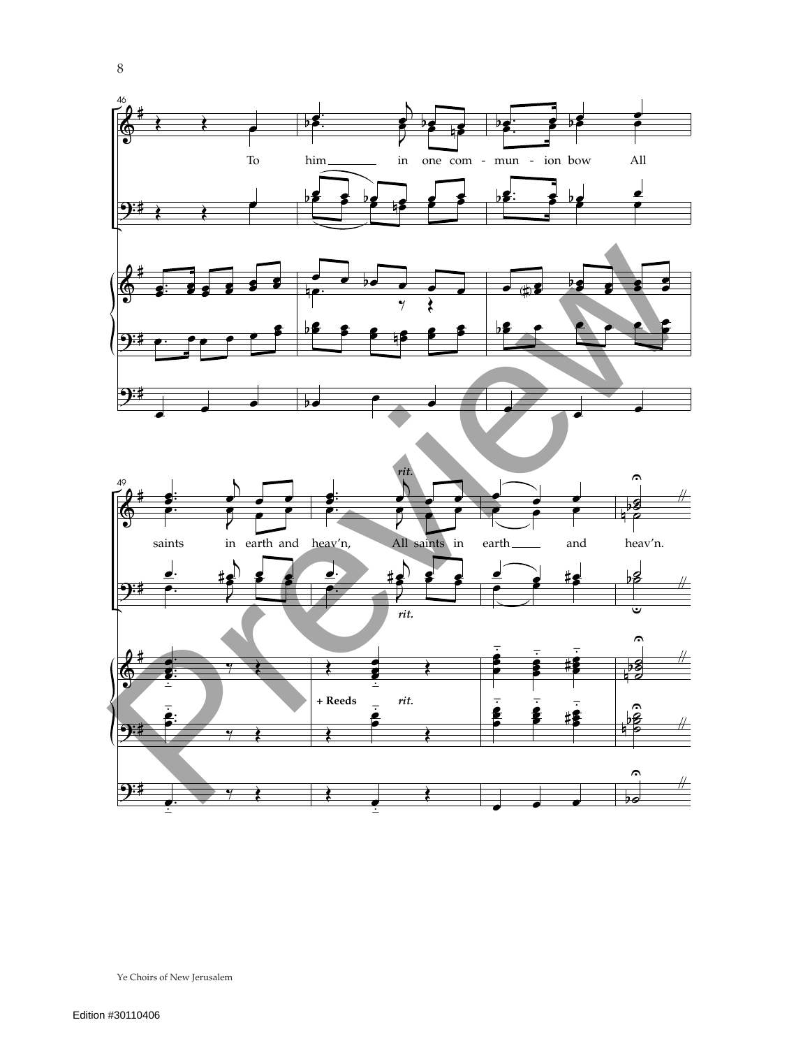46

To him in one com - mun - ion bow All

49

saints in earth and heav'n, All saints in earth and heav'n.

*rit.*

*rit.*

**+ Reeds** *rit.*

Ye Choirs of New Jerusalem

Edition #30110406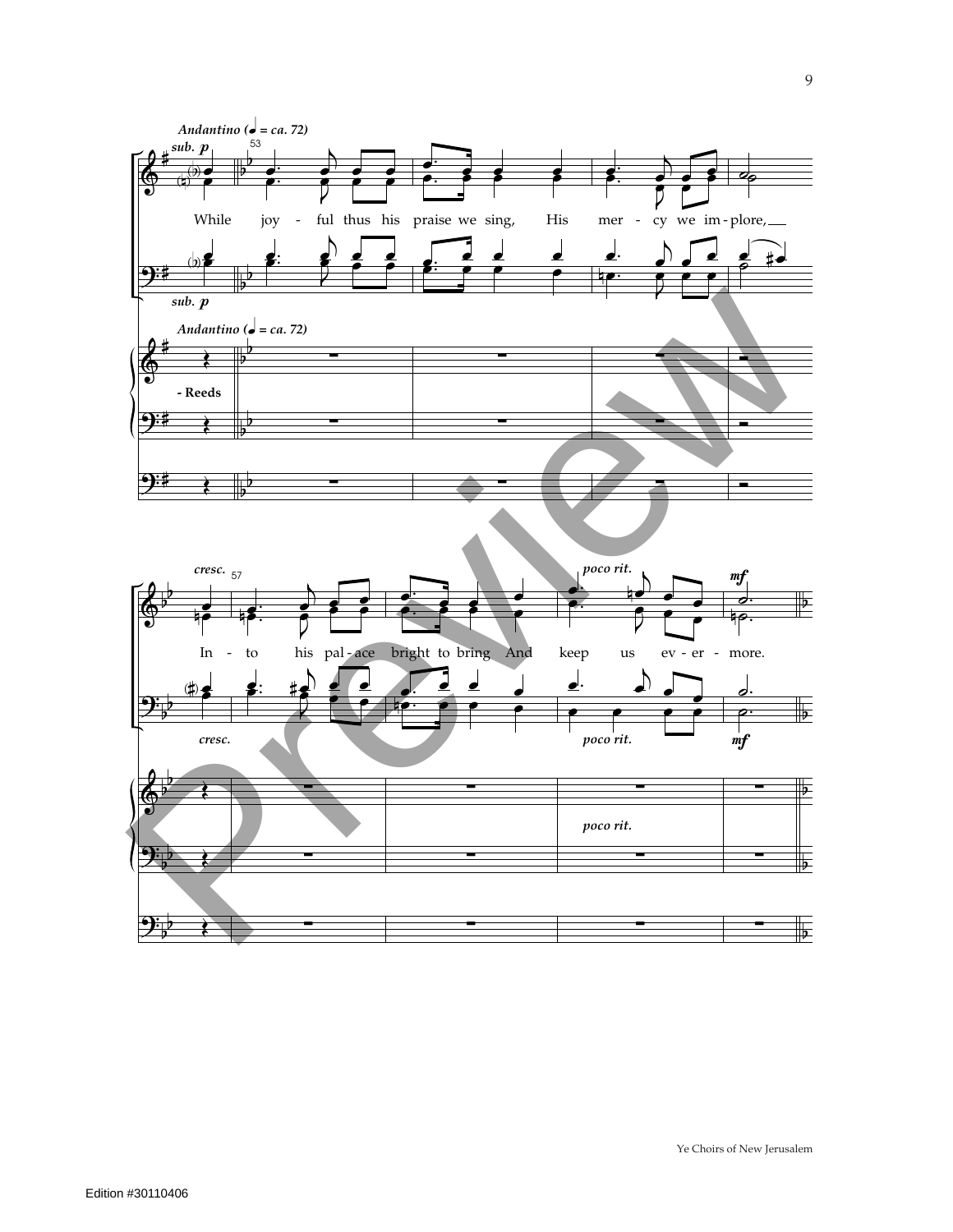*Andantino* (♩ = ca. 72)

*sub. p*

53

While joy - ful thus his praise we sing, His mer - cy we im - plore,

*sub. p*

*Andantino* (♩ = ca. 72)

- Reeds

*cresc.* 57

In - to his pal - ace bright to bring And keep us ev - er - more.

*poco rit.*

*mf*

*cresc.*

*poco rit.*

*mf*

*poco rit.*

Ye Choirs of New Jerusalem

Edition #30110406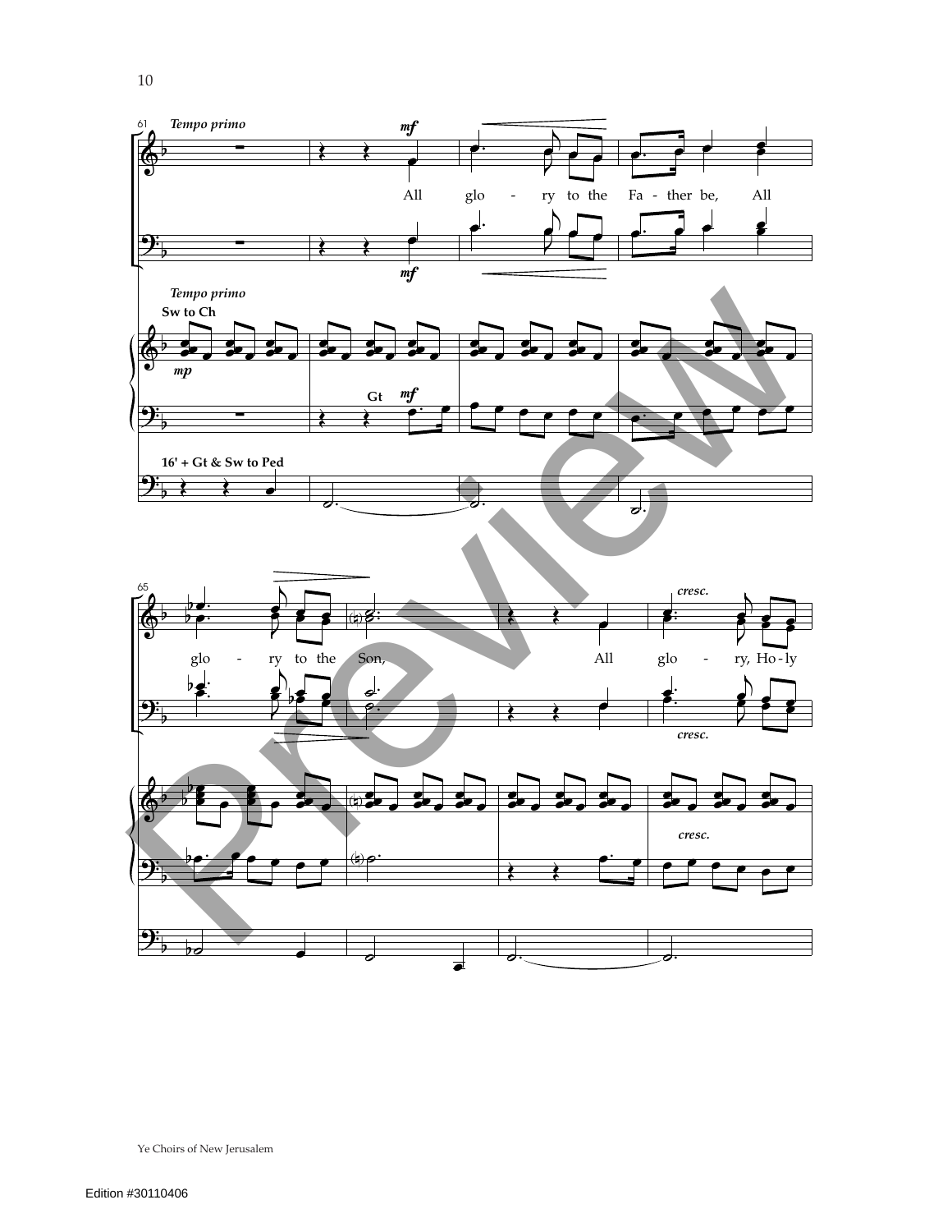61 *Tempo primo*

*mf*

All glo - ry to the Fa - ther be, All

*mf*

*Tempo primo*

**Sw to Ch**

*mp*

**Gt** *mf*

**16' + Gt & Sw to Ped**

65

*cresc.*

glo - ry to the Son, All glo - ry, Ho - ly

*cresc.*

*cresc.*

Ye Choirs of New Jerusalem

Edition #30110406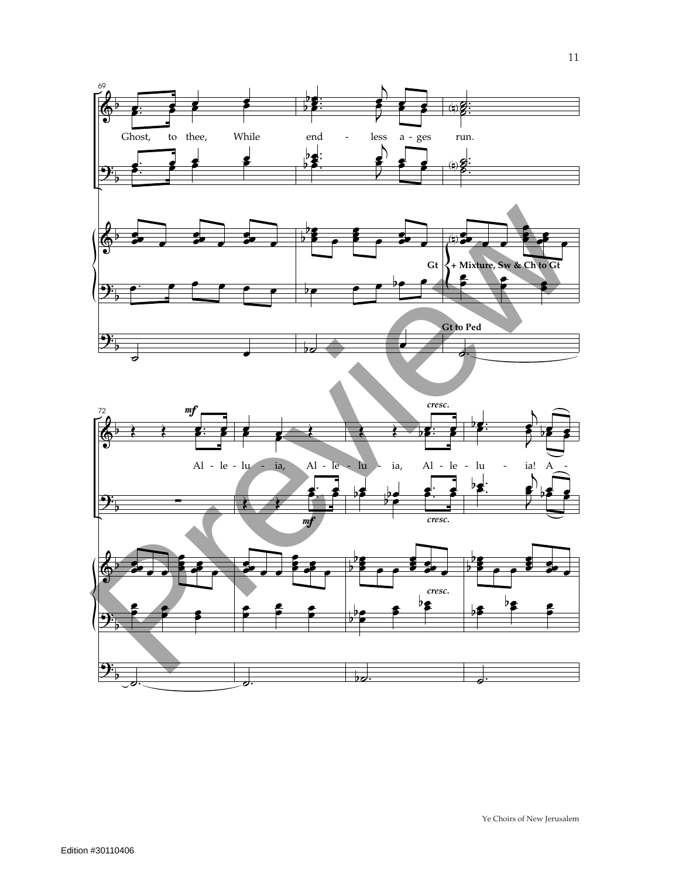Ghost, to thee, While end - less a - ges run.

Gt

+ Mixture, Sw & Ch to Gt

Gt to Ped

*mf*

*cresc.*

Al - le - lu - ia, Al - le - lu - ia, Al - le - lu - ia! A -

*mf*

*cresc.*

*cresc.*

Edition #30110406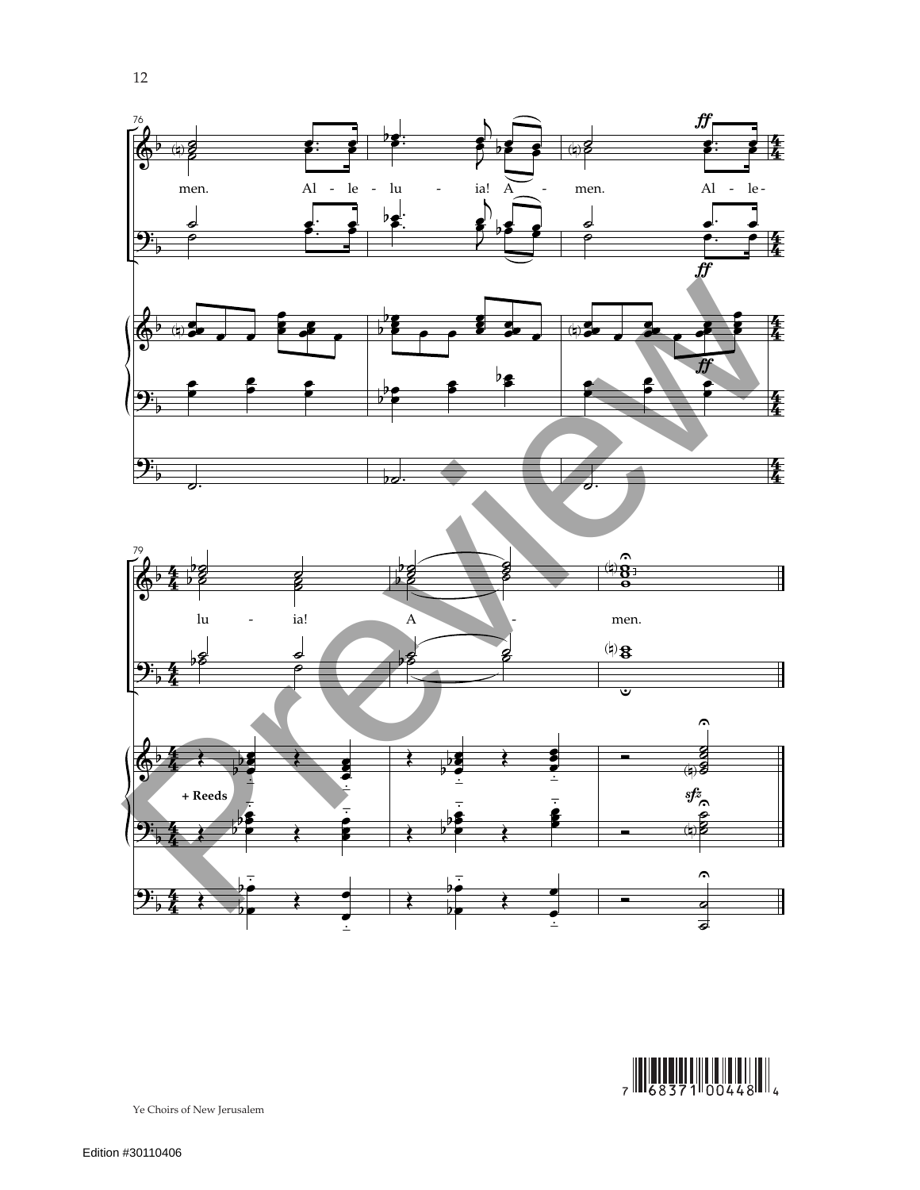76

men. Al - le - lu - ia! A - men. Al - le -

79

lu - ia! A - men.

+ Reeds

Ye Choirs of New Jerusalem

Edition #30110406